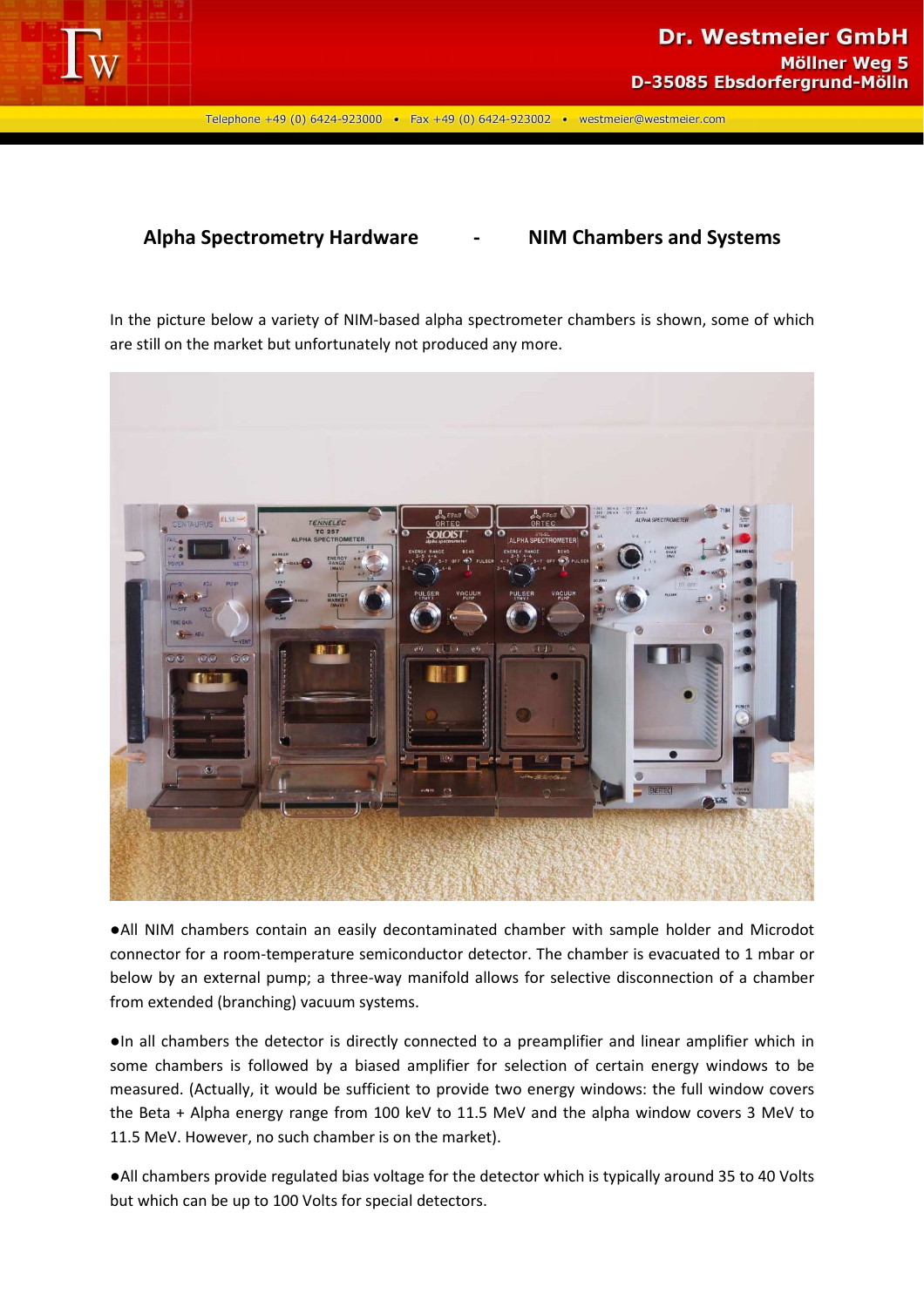# Alpha Spectrometry Hardware - NIM Chambers and Systems

In the picture below a variety of NIM-based alpha spectrometer chambers is shown, some of which are still on the market but unfortunately not produced any more.

● All NIM chambers contain an easily decontaminated chamber with sample holder and Microdot connector for a room-temperature semiconductor detector. The chamber is evacuated to 1 mbar or below by an external pump; a three-way manifold allows for selective disconnection of a chamber from extended (branching) vacuum systems.

● In all chambers the detector is directly connected to a preamplifier and linear amplifier which in some chambers is followed by a biased amplifier for selection of certain energy windows to be measured. (Actually, it would be sufficient to provide two energy windows: the full window covers the Beta + Alpha energy range from 100 keV to 11.5 MeV and the alpha window covers 3 MeV to 11.5 MeV. However, no such chamber is on the market).

● All chambers provide regulated bias voltage for the detector which is typically around 35 to 40 Volts but which can be up to 100 Volts for special detectors.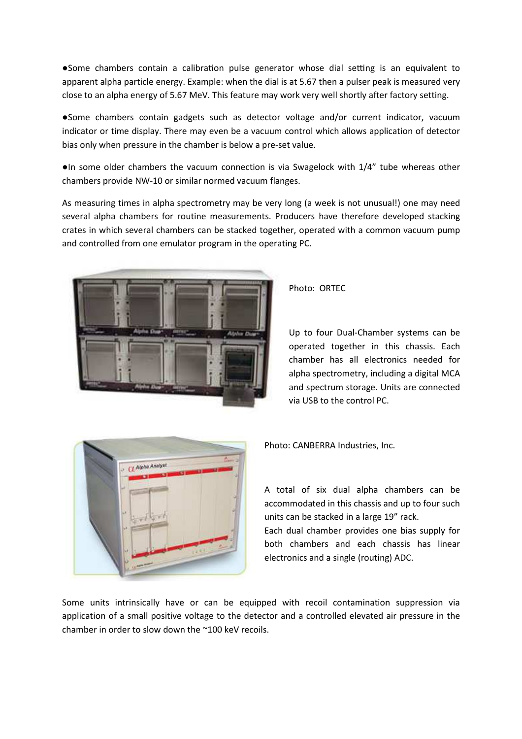●Some chambers contain a calibration pulse generator whose dial setting is an equivalent to apparent alpha particle energy. Example: when the dial is at 5.67 then a pulser peak is measured very close to an alpha energy of 5.67 MeV. This feature may work very well shortly after factory setting.

●Some chambers contain gadgets such as detector voltage and/or current indicator, vacuum indicator or time display. There may even be a vacuum control which allows application of detector bias only when pressure in the chamber is below a pre-set value.

●In some older chambers the vacuum connection is via Swagelock with 1/4" tube whereas other chambers provide NW-10 or similar normed vacuum flanges.

As measuring times in alpha spectrometry may be very long (a week is not unusual!) one may need several alpha chambers for routine measurements. Producers have therefore developed stacking crates in which several chambers can be stacked together, operated with a common vacuum pump and controlled from one emulator program in the operating PC.

Photo: ORTEC

Up to four Dual-Chamber systems can be operated together in this chassis. Each chamber has all electronics needed for alpha spectrometry, including a digital MCA and spectrum storage. Units are connected via USB to the control PC.

Photo: CANBERRA Industries, Inc.

A total of six dual alpha chambers can be accommodated in this chassis and up to four such units can be stacked in a large 19" rack.
Each dual chamber provides one bias supply for both chambers and each chassis has linear electronics and a single (routing) ADC.

Some units intrinsically have or can be equipped with recoil contamination suppression via application of a small positive voltage to the detector and a controlled elevated air pressure in the chamber in order to slow down the ~100 keV recoils.